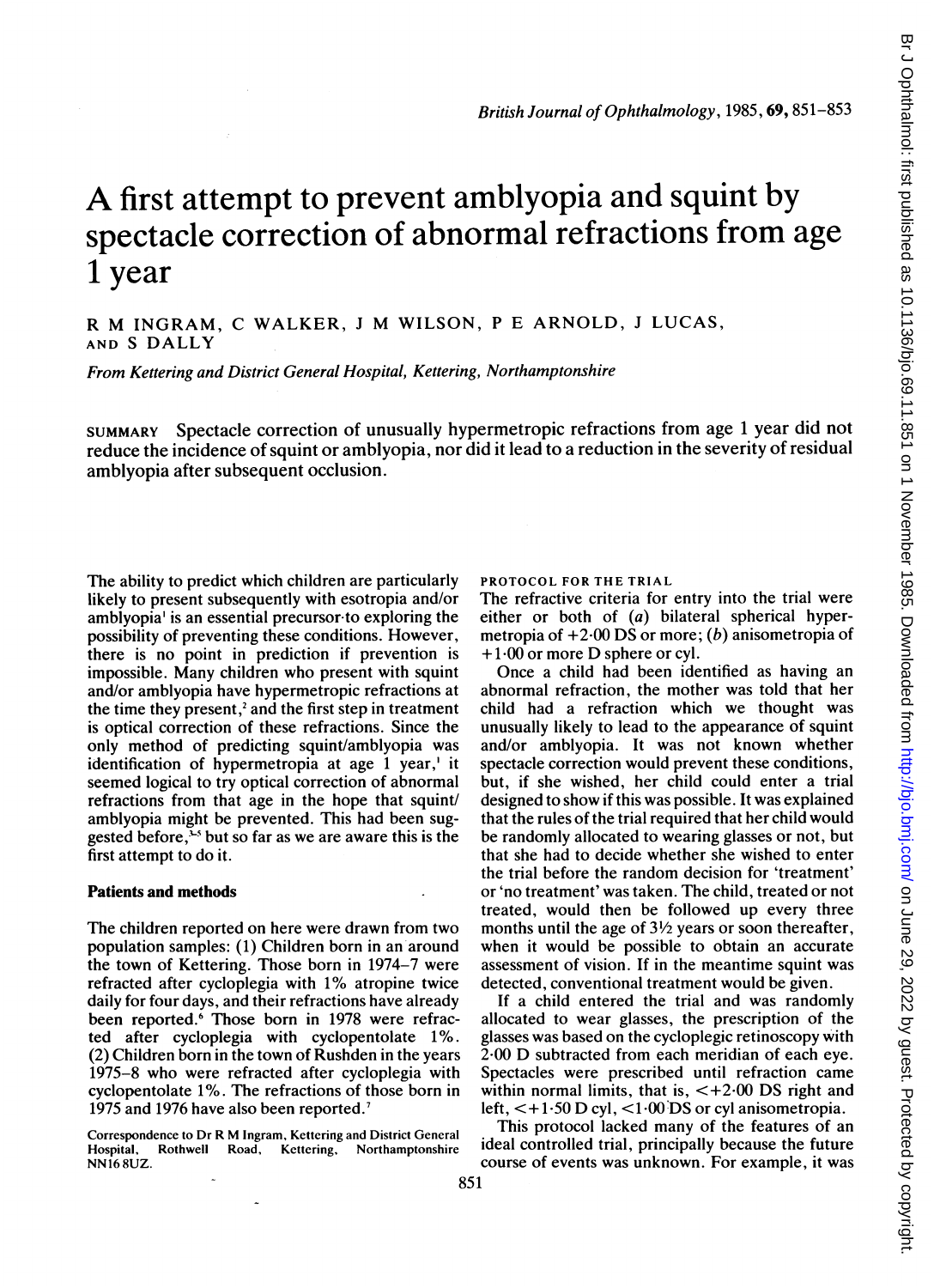# A first attempt to prevent amblyopia and squint by spectacle correction of abnormal refractions from age 1 year

R M INGRAM, C WALKER, J M WILSON, P E ARNOLD, J LUCAS, AND S DALLY

*From Kettering and District General Hospital, Kettering, Northamptonshire*

SUMMARY Spectacle correction of unusually hypermetropic refractions from age 1 year did not reduce the incidence of squint or amblyopia, nor did it lead to a reduction in the severity of residual amblyopia after subsequent occlusion.

The ability to predict which children are particularly likely to present subsequently with esotropia and/or amblyopia[1] is an essential precursor to exploring the possibility of preventing these conditions. However, there is no point in prediction if prevention is impossible. Many children who present with squint and/or amblyopia have hypermetropic refractions at the time they present,[2] and the first step in treatment is optical correction of these refractions. Since the only method of predicting squint/amblyopia was identification of hypermetropia at age 1 year,[1] it seemed logical to try optical correction of abnormal refractions from that age in the hope that squint/amblyopia might be prevented. This had been suggested before,[3-5] but so far as we are aware this is the first attempt to do it.

## Patients and methods

The children reported on here were drawn from two population samples: (1) Children born in an around the town of Kettering. Those born in 1974–7 were refracted after cycloplegia with 1% atropine twice daily for four days, and their refractions have already been reported.[6] Those born in 1978 were refracted after cycloplegia with cyclopentolate 1%. (2) Children born in the town of Rushden in the years 1975–8 who were refracted after cycloplegia with cyclopentolate 1%. The refractions of those born in 1975 and 1976 have also been reported.[7]

Correspondence to Dr R M Ingram, Kettering and District General Hospital, Rothwell Road, Kettering, Northamptonshire NN16 8UZ.

PROTOCOL FOR THE TRIAL

The refractive criteria for entry into the trial were either or both of (*a*) bilateral spherical hypermetropia of +2·00 DS or more; (*b*) anisometropia of +1·00 or more D sphere or cyl.

Once a child had been identified as having an abnormal refraction, the mother was told that her child had a refraction which we thought was unusually likely to lead to the appearance of squint and/or amblyopia. It was not known whether spectacle correction would prevent these conditions, but, if she wished, her child could enter a trial designed to show if this was possible. It was explained that the rules of the trial required that her child would be randomly allocated to wearing glasses or not, but that she had to decide whether she wished to enter the trial before the random decision for 'treatment' or 'no treatment' was taken. The child, treated or not treated, would then be followed up every three months until the age of 3½ years or soon thereafter, when it would be possible to obtain an accurate assessment of vision. If in the meantime squint was detected, conventional treatment would be given.

If a child entered the trial and was randomly allocated to wear glasses, the prescription of the glasses was based on the cycloplegic retinoscopy with 2·00 D subtracted from each meridian of each eye. Spectacles were prescribed until refraction came within normal limits, that is, <+2·00 DS right and left, <+1·50 D cyl, <1·00 DS or cyl anisometropia.

This protocol lacked many of the features of an ideal controlled trial, principally because the future course of events was unknown. For example, it was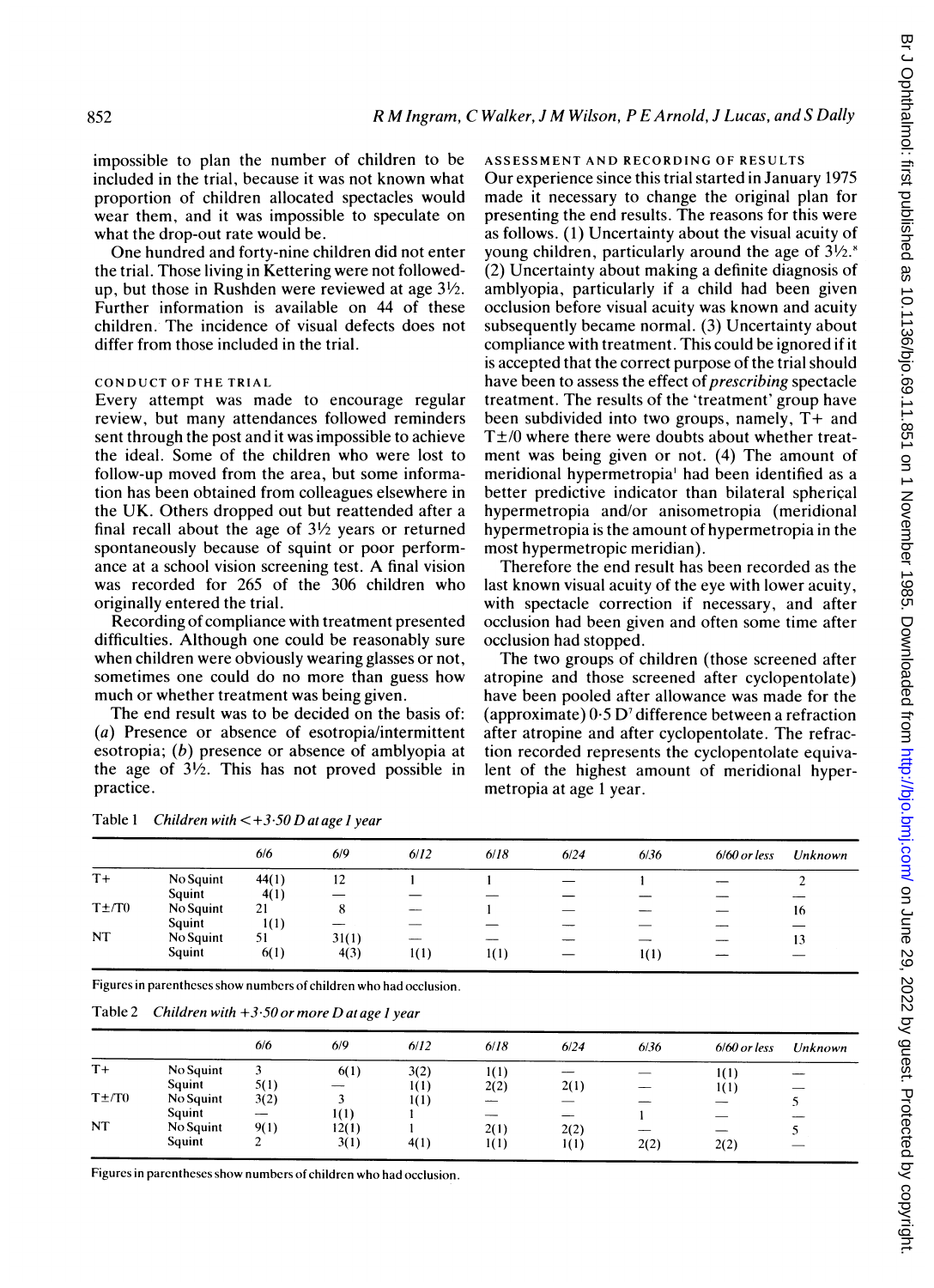impossible to plan the number of children to be included in the trial, because it was not known what proportion of children allocated spectacles would wear them, and it was impossible to speculate on what the drop-out rate would be.

One hundred and forty-nine children did not enter the trial. Those living in Kettering were not followed-up, but those in Rushden were reviewed at age 3½. Further information is available on 44 of these children. The incidence of visual defects does not differ from those included in the trial.

### CONDUCT OF THE TRIAL

Every attempt was made to encourage regular review, but many attendances followed reminders sent through the post and it was impossible to achieve the ideal. Some of the children who were lost to follow-up moved from the area, but some information has been obtained from colleagues elsewhere in the UK. Others dropped out but reattended after a final recall about the age of 3½ years or returned spontaneously because of squint or poor performance at a school vision screening test. A final vision was recorded for 265 of the 306 children who originally entered the trial.

Recording of compliance with treatment presented difficulties. Although one could be reasonably sure when children were obviously wearing glasses or not, sometimes one could do no more than guess how much or whether treatment was being given.

The end result was to be decided on the basis of: (*a*) Presence or absence of esotropia/intermittent esotropia; (*b*) presence or absence of amblyopia at the age of 3½. This has not proved possible in practice.

### ASSESSMENT AND RECORDING OF RESULTS

Our experience since this trial started in January 1975 made it necessary to change the original plan for presenting the end results. The reasons for this were as follows. (1) Uncertainty about the visual acuity of young children, particularly around the age of 3½.[8] (2) Uncertainty about making a definite diagnosis of amblyopia, particularly if a child had been given occlusion before visual acuity was known and acuity subsequently became normal. (3) Uncertainty about compliance with treatment. This could be ignored if it is accepted that the correct purpose of the trial should have been to assess the effect of *prescribing* spectacle treatment. The results of the 'treatment' group have been subdivided into two groups, namely, T+ and T±/0 where there were doubts about whether treatment was being given or not. (4) The amount of meridional hypermetropia[1] had been identified as a better predictive indicator than bilateral spherical hypermetropia and/or anisometropia (meridional hypermetropia is the amount of hypermetropia in the most hypermetropic meridian).

Therefore the end result has been recorded as the last known visual acuity of the eye with lower acuity, with spectacle correction if necessary, and after occlusion had been given and often some time after occlusion had stopped.

The two groups of children (those screened after atropine and those screened after cyclopentolate) have been pooled after allowance was made for the (approximate) 0·5 D[7] difference between a refraction after atropine and after cyclopentolate. The refraction recorded represents the cyclopentolate equivalent of the highest amount of meridional hypermetropia at age 1 year.

Table 1 *Children with <+3·50 D at age 1 year*

| | | 6/6 | 6/9 | 6/12 | 6/18 | 6/24 | 6/36 | 6/60 or less | Unknown |
|---|---|---|---|---|---|---|---|---|---|
| T+ | No Squint | 44(1) | 12 | 1 | 1 | — | 1 | — | 2 |
| | Squint | 4(1) | — | — | — | — | — | — | — |
| T±/T0 | No Squint | 21 | 8 | — | 1 | — | — | — | 16 |
| | Squint | 1(1) | — | — | — | — | — | — | — |
| NT | No Squint | 51 | 31(1) | — | — | — | — | — | 13 |
| | Squint | 6(1) | 4(3) | 1(1) | 1(1) | — | 1(1) | — | — |

Figures in parentheses show numbers of children who had occlusion.

Table 2 *Children with +3·50 or more D at age 1 year*

| | | 6/6 | 6/9 | 6/12 | 6/18 | 6/24 | 6/36 | 6/60 or less | Unknown |
|---|---|---|---|---|---|---|---|---|---|
| T+ | No Squint | 3 | 6(1) | 3(2) | 1(1) | — | — | 1(1) | — |
| | Squint | 5(1) | — | 1(1) | 2(2) | 2(1) | — | 1(1) | — |
| T±/T0 | No Squint | 3(2) | 3 | 1(1) | — | — | — | — | 5 |
| | Squint | — | 1(1) | 1 | — | — | 1 | — | — |
| NT | No Squint | 9(1) | 12(1) | 1 | 2(1) | 2(2) | — | — | 5 |
| | Squint | 2 | 3(1) | 4(1) | 1(1) | 1(1) | 2(2) | 2(2) | — |

Figures in parentheses show numbers of children who had occlusion.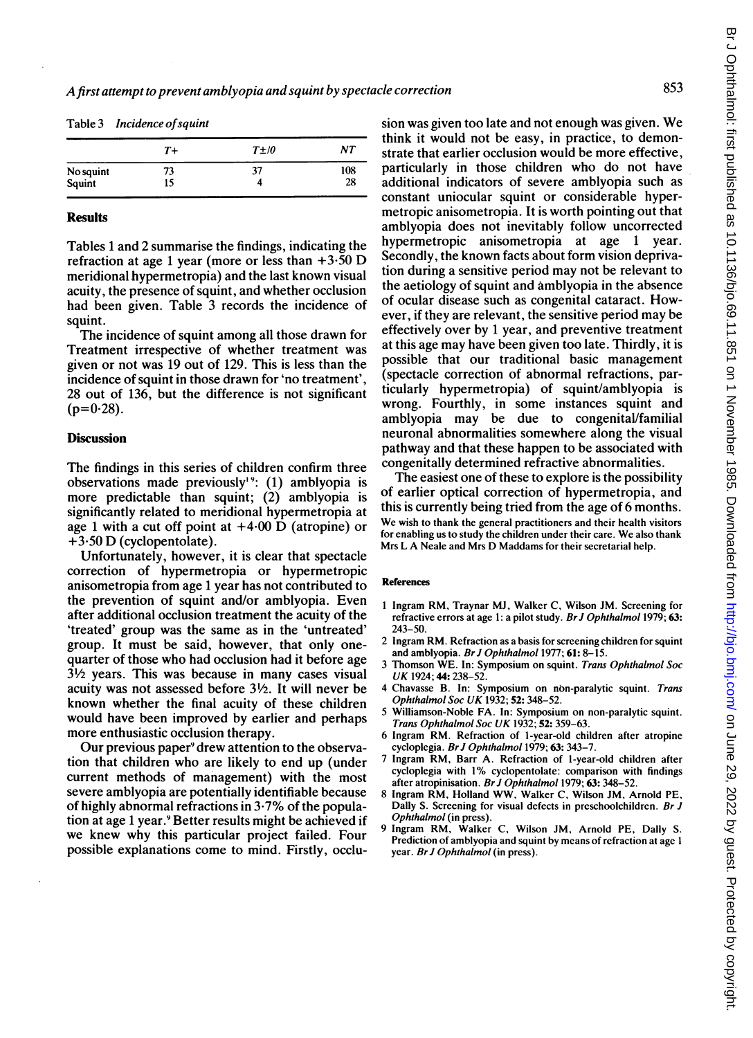Table 3 *Incidence of squint*

| | *T+* | *T±/0* | *NT* |
|---|---|---|---|
| No squint | 73 | 37 | 108 |
| Squint | 15 | 4 | 28 |

## Results

Tables 1 and 2 summarise the findings, indicating the refraction at age 1 year (more or less than +3·50 D meridional hypermetropia) and the last known visual acuity, the presence of squint, and whether occlusion had been given. Table 3 records the incidence of squint.

The incidence of squint among all those drawn for Treatment irrespective of whether treatment was given or not was 19 out of 129. This is less than the incidence of squint in those drawn for 'no treatment', 28 out of 136, but the difference is not significant ($p=0·28$).

## Discussion

The findings in this series of children confirm three observations made previously[1 9]: (1) amblyopia is more predictable than squint; (2) amblyopia is significantly related to meridional hypermetropia at age 1 with a cut off point at +4·00 D (atropine) or +3·50 D (cyclopentolate).

Unfortunately, however, it is clear that spectacle correction of hypermetropia or hypermetropic anisometropia from age 1 year has not contributed to the prevention of squint and/or amblyopia. Even after additional occlusion treatment the acuity of the 'treated' group was the same as in the 'untreated' group. It must be said, however, that only one-quarter of those who had occlusion had it before age 3½ years. This was because in many cases visual acuity was not assessed before 3½. It will never be known whether the final acuity of these children would have been improved by earlier and perhaps more enthusiastic occlusion therapy.

Our previous paper[9] drew attention to the observation that children who are likely to end up (under current methods of management) with the most severe amblyopia are potentially identifiable because of highly abnormal refractions in 3·7% of the population at age 1 year.[9] Better results might be achieved if we knew why this particular project failed. Four possible explanations come to mind. Firstly, occlusion was given too late and not enough was given. We think it would not be easy, in practice, to demonstrate that earlier occlusion would be more effective, particularly in those children who do not have additional indicators of severe amblyopia such as constant uniocular squint or considerable hypermetropic anisometropia. It is worth pointing out that amblyopia does not inevitably follow uncorrected hypermetropic anisometropia at age 1 year. Secondly, the known facts about form vision deprivation during a sensitive period may not be relevant to the aetiology of squint and amblyopia in the absence of ocular disease such as congenital cataract. However, if they are relevant, the sensitive period may be effectively over by 1 year, and preventive treatment at this age may have been given too late. Thirdly, it is possible that our traditional basic management (spectacle correction of abnormal refractions, particularly hypermetropia) of squint/amblyopia is wrong. Fourthly, in some instances squint and amblyopia may be due to congenital/familial neuronal abnormalities somewhere along the visual pathway and that these happen to be associated with congenitally determined refractive abnormalities.

The easiest one of these to explore is the possibility of earlier optical correction of hypermetropia, and this is currently being tried from the age of 6 months.

We wish to thank the general practitioners and their health visitors for enabling us to study the children under their care. We also thank Mrs L A Neale and Mrs D Maddams for their secretarial help.

## References

1. Ingram RM, Traynar MJ, Walker C, Wilson JM. Screening for refractive errors at age 1: a pilot study. *Br J Ophthalmol* 1979; **63:** 243–50.
2. Ingram RM. Refraction as a basis for screening children for squint and amblyopia. *Br J Ophthalmol* 1977; **61:** 8–15.
3. Thomson WE. In: Symposium on squint. *Trans Ophthalmol Soc UK* 1924; **44:** 238–52.
4. Chavasse B. In: Symposium on non-paralytic squint. *Trans Ophthalmol Soc UK* 1932; **52:** 348–52.
5. Williamson-Noble FA. In: Symposium on non-paralytic squint. *Trans Ophthalmol Soc UK* 1932; **52:** 359–63.
6. Ingram RM. Refraction of 1-year-old children after atropine cycloplegia. *Br J Ophthalmol* 1979; **63:** 343–7.
7. Ingram RM, Barr A. Refraction of 1-year-old children after cycloplegia with 1% cyclopentolate: comparison with findings after atropinisation. *Br J Ophthalmol* 1979; **63:** 348–52.
8. Ingram RM, Holland WW, Walker C, Wilson JM, Arnold PE, Dally S. Screening for visual defects in preschoolchildren. *Br J Ophthalmol* (in press).
9. Ingram RM, Walker C, Wilson JM, Arnold PE, Dally S. Prediction of amblyopia and squint by means of refraction at age 1 year. *Br J Ophthalmol* (in press).